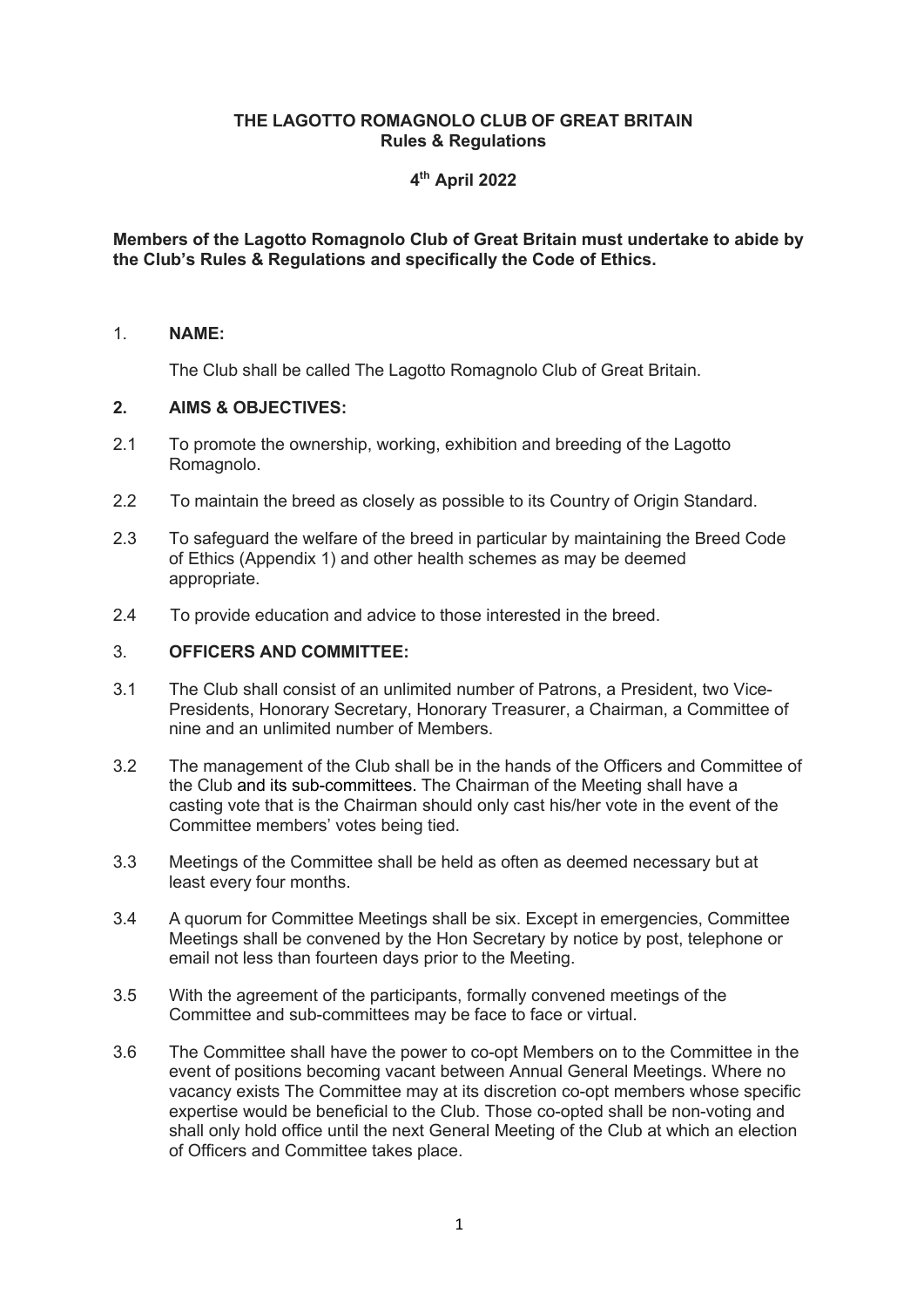# THE LAGOTTO ROMAGNOLO CLUB OF GREAT BRITAIN
## Rules & Regulations

**4th April 2022**

**Members of the Lagotto Romagnolo Club of Great Britain must undertake to abide by the Club's Rules & Regulations and specifically the Code of Ethics.**

### 1. NAME:

The Club shall be called The Lagotto Romagnolo Club of Great Britain.

### 2. AIMS & OBJECTIVES:

2.1 To promote the ownership, working, exhibition and breeding of the Lagotto Romagnolo.

2.2 To maintain the breed as closely as possible to its Country of Origin Standard.

2.3 To safeguard the welfare of the breed in particular by maintaining the Breed Code of Ethics (Appendix 1) and other health schemes as may be deemed appropriate.

2.4 To provide education and advice to those interested in the breed.

### 3. OFFICERS AND COMMITTEE:

3.1 The Club shall consist of an unlimited number of Patrons, a President, two Vice-Presidents, Honorary Secretary, Honorary Treasurer, a Chairman, a Committee of nine and an unlimited number of Members.

3.2 The management of the Club shall be in the hands of the Officers and Committee of the Club and its sub-committees. The Chairman of the Meeting shall have a casting vote that is the Chairman should only cast his/her vote in the event of the Committee members' votes being tied.

3.3 Meetings of the Committee shall be held as often as deemed necessary but at least every four months.

3.4 A quorum for Committee Meetings shall be six. Except in emergencies, Committee Meetings shall be convened by the Hon Secretary by notice by post, telephone or email not less than fourteen days prior to the Meeting.

3.5 With the agreement of the participants, formally convened meetings of the Committee and sub-committees may be face to face or virtual.

3.6 The Committee shall have the power to co-opt Members on to the Committee in the event of positions becoming vacant between Annual General Meetings. Where no vacancy exists The Committee may at its discretion co-opt members whose specific expertise would be beneficial to the Club. Those co-opted shall be non-voting and shall only hold office until the next General Meeting of the Club at which an election of Officers and Committee takes place.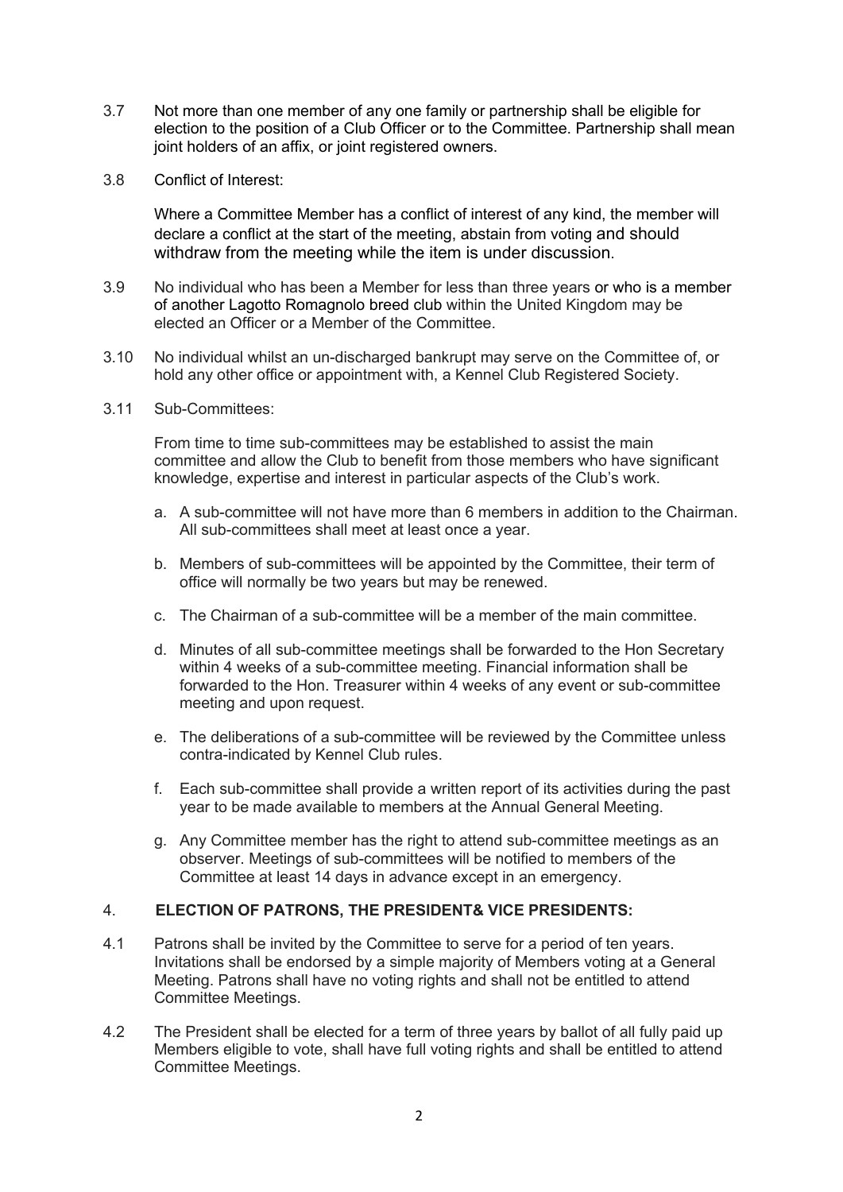3.7 Not more than one member of any one family or partnership shall be eligible for election to the position of a Club Officer or to the Committee. Partnership shall mean joint holders of an affix, or joint registered owners.

3.8 Conflict of Interest:

Where a Committee Member has a conflict of interest of any kind, the member will declare a conflict at the start of the meeting, abstain from voting and should withdraw from the meeting while the item is under discussion.

3.9 No individual who has been a Member for less than three years or who is a member of another Lagotto Romagnolo breed club within the United Kingdom may be elected an Officer or a Member of the Committee.

3.10 No individual whilst an un-discharged bankrupt may serve on the Committee of, or hold any other office or appointment with, a Kennel Club Registered Society.

3.11 Sub-Committees:

From time to time sub-committees may be established to assist the main committee and allow the Club to benefit from those members who have significant knowledge, expertise and interest in particular aspects of the Club's work.

a. A sub-committee will not have more than 6 members in addition to the Chairman. All sub-committees shall meet at least once a year.

b. Members of sub-committees will be appointed by the Committee, their term of office will normally be two years but may be renewed.

c. The Chairman of a sub-committee will be a member of the main committee.

d. Minutes of all sub-committee meetings shall be forwarded to the Hon Secretary within 4 weeks of a sub-committee meeting. Financial information shall be forwarded to the Hon. Treasurer within 4 weeks of any event or sub-committee meeting and upon request.

e. The deliberations of a sub-committee will be reviewed by the Committee unless contra-indicated by Kennel Club rules.

f. Each sub-committee shall provide a written report of its activities during the past year to be made available to members at the Annual General Meeting.

g. Any Committee member has the right to attend sub-committee meetings as an observer. Meetings of sub-committees will be notified to members of the Committee at least 14 days in advance except in an emergency.

## 4. ELECTION OF PATRONS, THE PRESIDENT& VICE PRESIDENTS:

4.1 Patrons shall be invited by the Committee to serve for a period of ten years. Invitations shall be endorsed by a simple majority of Members voting at a General Meeting. Patrons shall have no voting rights and shall not be entitled to attend Committee Meetings.

4.2 The President shall be elected for a term of three years by ballot of all fully paid up Members eligible to vote, shall have full voting rights and shall be entitled to attend Committee Meetings.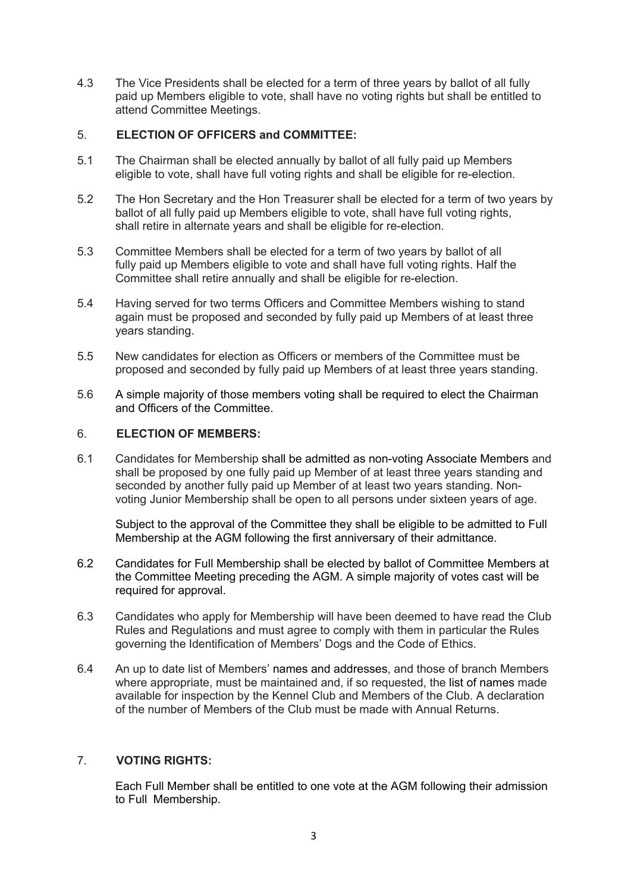4.3 The Vice Presidents shall be elected for a term of three years by ballot of all fully paid up Members eligible to vote, shall have no voting rights but shall be entitled to attend Committee Meetings.

## 5. ELECTION OF OFFICERS and COMMITTEE:

5.1 The Chairman shall be elected annually by ballot of all fully paid up Members eligible to vote, shall have full voting rights and shall be eligible for re-election.

5.2 The Hon Secretary and the Hon Treasurer shall be elected for a term of two years by ballot of all fully paid up Members eligible to vote, shall have full voting rights, shall retire in alternate years and shall be eligible for re-election.

5.3 Committee Members shall be elected for a term of two years by ballot of all fully paid up Members eligible to vote and shall have full voting rights. Half the Committee shall retire annually and shall be eligible for re-election.

5.4 Having served for two terms Officers and Committee Members wishing to stand again must be proposed and seconded by fully paid up Members of at least three years standing.

5.5 New candidates for election as Officers or members of the Committee must be proposed and seconded by fully paid up Members of at least three years standing.

5.6 A simple majority of those members voting shall be required to elect the Chairman and Officers of the Committee.

## 6. ELECTION OF MEMBERS:

6.1 Candidates for Membership shall be admitted as non-voting Associate Members and shall be proposed by one fully paid up Member of at least three years standing and seconded by another fully paid up Member of at least two years standing. Non-voting Junior Membership shall be open to all persons under sixteen years of age.

Subject to the approval of the Committee they shall be eligible to be admitted to Full Membership at the AGM following the first anniversary of their admittance.

6.2 Candidates for Full Membership shall be elected by ballot of Committee Members at the Committee Meeting preceding the AGM. A simple majority of votes cast will be required for approval.

6.3 Candidates who apply for Membership will have been deemed to have read the Club Rules and Regulations and must agree to comply with them in particular the Rules governing the Identification of Members' Dogs and the Code of Ethics.

6.4 An up to date list of Members' names and addresses, and those of branch Members where appropriate, must be maintained and, if so requested, the list of names made available for inspection by the Kennel Club and Members of the Club. A declaration of the number of Members of the Club must be made with Annual Returns.

## 7. VOTING RIGHTS:

Each Full Member shall be entitled to one vote at the AGM following their admission to Full Membership.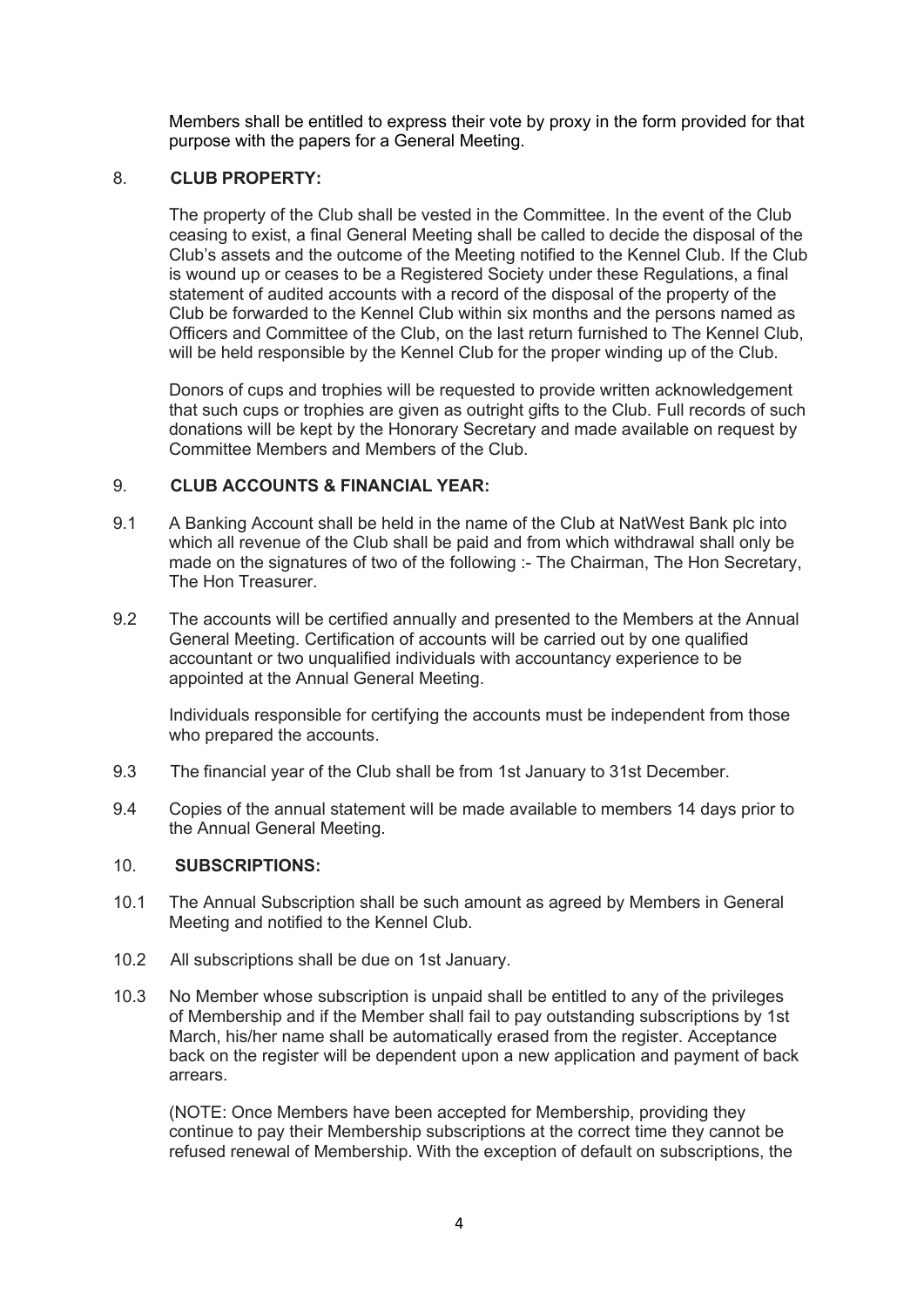Members shall be entitled to express their vote by proxy in the form provided for that purpose with the papers for a General Meeting.

## 8. CLUB PROPERTY:

The property of the Club shall be vested in the Committee. In the event of the Club ceasing to exist, a final General Meeting shall be called to decide the disposal of the Club's assets and the outcome of the Meeting notified to the Kennel Club. If the Club is wound up or ceases to be a Registered Society under these Regulations, a final statement of audited accounts with a record of the disposal of the property of the Club be forwarded to the Kennel Club within six months and the persons named as Officers and Committee of the Club, on the last return furnished to The Kennel Club, will be held responsible by the Kennel Club for the proper winding up of the Club.

Donors of cups and trophies will be requested to provide written acknowledgement that such cups or trophies are given as outright gifts to the Club. Full records of such donations will be kept by the Honorary Secretary and made available on request by Committee Members and Members of the Club.

## 9. CLUB ACCOUNTS & FINANCIAL YEAR:

9.1 A Banking Account shall be held in the name of the Club at NatWest Bank plc into which all revenue of the Club shall be paid and from which withdrawal shall only be made on the signatures of two of the following :- The Chairman, The Hon Secretary, The Hon Treasurer.

9.2 The accounts will be certified annually and presented to the Members at the Annual General Meeting. Certification of accounts will be carried out by one qualified accountant or two unqualified individuals with accountancy experience to be appointed at the Annual General Meeting.

Individuals responsible for certifying the accounts must be independent from those who prepared the accounts.

9.3 The financial year of the Club shall be from 1st January to 31st December.

9.4 Copies of the annual statement will be made available to members 14 days prior to the Annual General Meeting.

## 10. SUBSCRIPTIONS:

10.1 The Annual Subscription shall be such amount as agreed by Members in General Meeting and notified to the Kennel Club.

10.2 All subscriptions shall be due on 1st January.

10.3 No Member whose subscription is unpaid shall be entitled to any of the privileges of Membership and if the Member shall fail to pay outstanding subscriptions by 1st March, his/her name shall be automatically erased from the register. Acceptance back on the register will be dependent upon a new application and payment of back arrears.

(NOTE: Once Members have been accepted for Membership, providing they continue to pay their Membership subscriptions at the correct time they cannot be refused renewal of Membership. With the exception of default on subscriptions, the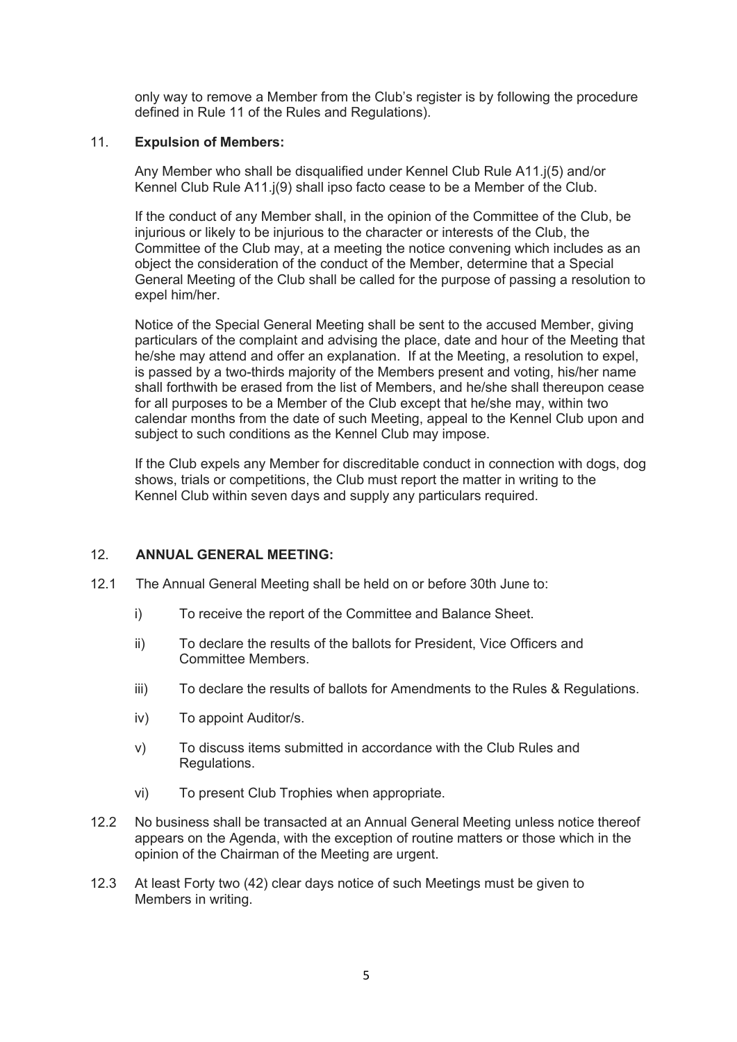only way to remove a Member from the Club's register is by following the procedure defined in Rule 11 of the Rules and Regulations).

11. **Expulsion of Members:**

Any Member who shall be disqualified under Kennel Club Rule A11.j(5) and/or Kennel Club Rule A11.j(9) shall ipso facto cease to be a Member of the Club.

If the conduct of any Member shall, in the opinion of the Committee of the Club, be injurious or likely to be injurious to the character or interests of the Club, the Committee of the Club may, at a meeting the notice convening which includes as an object the consideration of the conduct of the Member, determine that a Special General Meeting of the Club shall be called for the purpose of passing a resolution to expel him/her.

Notice of the Special General Meeting shall be sent to the accused Member, giving particulars of the complaint and advising the place, date and hour of the Meeting that he/she may attend and offer an explanation. If at the Meeting, a resolution to expel, is passed by a two-thirds majority of the Members present and voting, his/her name shall forthwith be erased from the list of Members, and he/she shall thereupon cease for all purposes to be a Member of the Club except that he/she may, within two calendar months from the date of such Meeting, appeal to the Kennel Club upon and subject to such conditions as the Kennel Club may impose.

If the Club expels any Member for discreditable conduct in connection with dogs, dog shows, trials or competitions, the Club must report the matter in writing to the Kennel Club within seven days and supply any particulars required.

12. **ANNUAL GENERAL MEETING:**

12.1 The Annual General Meeting shall be held on or before 30th June to:

- i) To receive the report of the Committee and Balance Sheet.
- ii) To declare the results of the ballots for President, Vice Officers and Committee Members.
- iii) To declare the results of ballots for Amendments to the Rules & Regulations.
- iv) To appoint Auditor/s.
- v) To discuss items submitted in accordance with the Club Rules and Regulations.
- vi) To present Club Trophies when appropriate.

12.2 No business shall be transacted at an Annual General Meeting unless notice thereof appears on the Agenda, with the exception of routine matters or those which in the opinion of the Chairman of the Meeting are urgent.

12.3 At least Forty two (42) clear days notice of such Meetings must be given to Members in writing.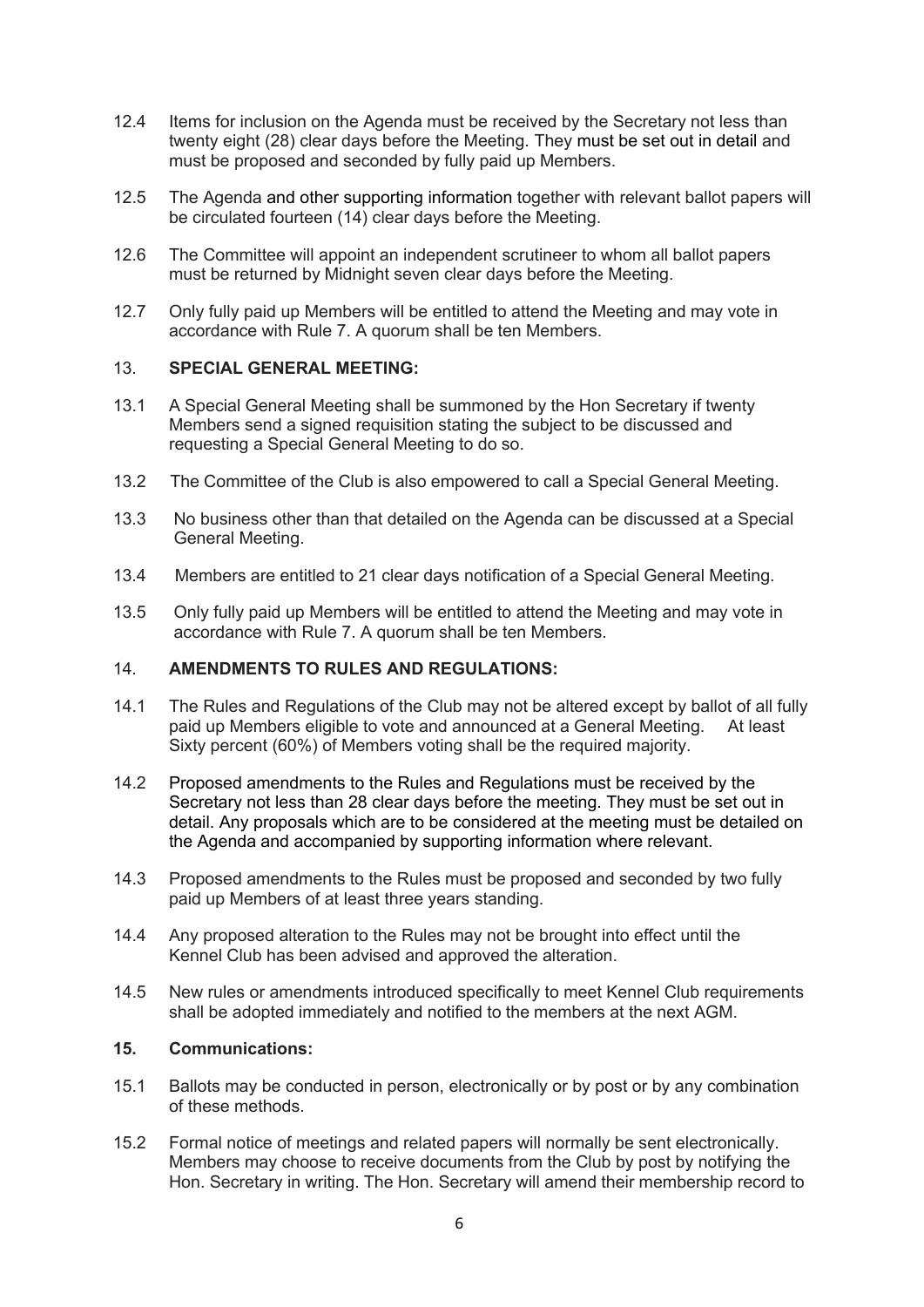12.4 Items for inclusion on the Agenda must be received by the Secretary not less than twenty eight (28) clear days before the Meeting. They must be set out in detail and must be proposed and seconded by fully paid up Members.

12.5 The Agenda and other supporting information together with relevant ballot papers will be circulated fourteen (14) clear days before the Meeting.

12.6 The Committee will appoint an independent scrutineer to whom all ballot papers must be returned by Midnight seven clear days before the Meeting.

12.7 Only fully paid up Members will be entitled to attend the Meeting and may vote in accordance with Rule 7. A quorum shall be ten Members.

## 13. SPECIAL GENERAL MEETING:

13.1 A Special General Meeting shall be summoned by the Hon Secretary if twenty Members send a signed requisition stating the subject to be discussed and requesting a Special General Meeting to do so.

13.2 The Committee of the Club is also empowered to call a Special General Meeting.

13.3 No business other than that detailed on the Agenda can be discussed at a Special General Meeting.

13.4 Members are entitled to 21 clear days notification of a Special General Meeting.

13.5 Only fully paid up Members will be entitled to attend the Meeting and may vote in accordance with Rule 7. A quorum shall be ten Members.

## 14. AMENDMENTS TO RULES AND REGULATIONS:

14.1 The Rules and Regulations of the Club may not be altered except by ballot of all fully paid up Members eligible to vote and announced at a General Meeting. At least Sixty percent (60%) of Members voting shall be the required majority.

14.2 Proposed amendments to the Rules and Regulations must be received by the Secretary not less than 28 clear days before the meeting. They must be set out in detail. Any proposals which are to be considered at the meeting must be detailed on the Agenda and accompanied by supporting information where relevant.

14.3 Proposed amendments to the Rules must be proposed and seconded by two fully paid up Members of at least three years standing.

14.4 Any proposed alteration to the Rules may not be brought into effect until the Kennel Club has been advised and approved the alteration.

14.5 New rules or amendments introduced specifically to meet Kennel Club requirements shall be adopted immediately and notified to the members at the next AGM.

## 15. Communications:

15.1 Ballots may be conducted in person, electronically or by post or by any combination of these methods.

15.2 Formal notice of meetings and related papers will normally be sent electronically. Members may choose to receive documents from the Club by post by notifying the Hon. Secretary in writing. The Hon. Secretary will amend their membership record to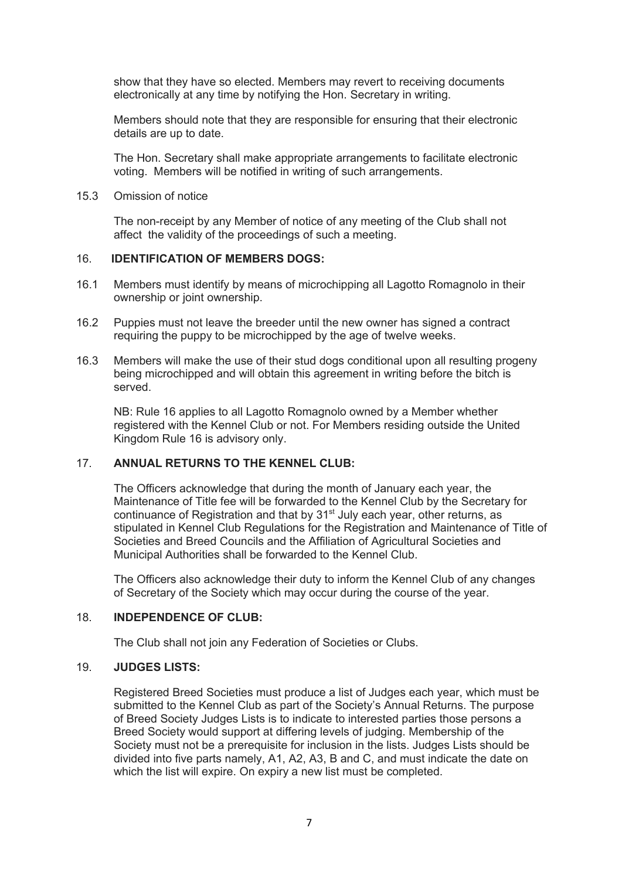show that they have so elected. Members may revert to receiving documents electronically at any time by notifying the Hon. Secretary in writing.

Members should note that they are responsible for ensuring that their electronic details are up to date.

The Hon. Secretary shall make appropriate arrangements to facilitate electronic voting. Members will be notified in writing of such arrangements.

15.3 Omission of notice

The non-receipt by any Member of notice of any meeting of the Club shall not affect the validity of the proceedings of such a meeting.

## 16. IDENTIFICATION OF MEMBERS DOGS:

16.1 Members must identify by means of microchipping all Lagotto Romagnolo in their ownership or joint ownership.

16.2 Puppies must not leave the breeder until the new owner has signed a contract requiring the puppy to be microchipped by the age of twelve weeks.

16.3 Members will make the use of their stud dogs conditional upon all resulting progeny being microchipped and will obtain this agreement in writing before the bitch is served.

NB: Rule 16 applies to all Lagotto Romagnolo owned by a Member whether registered with the Kennel Club or not. For Members residing outside the United Kingdom Rule 16 is advisory only.

## 17. ANNUAL RETURNS TO THE KENNEL CLUB:

The Officers acknowledge that during the month of January each year, the Maintenance of Title fee will be forwarded to the Kennel Club by the Secretary for continuance of Registration and that by 31st July each year, other returns, as stipulated in Kennel Club Regulations for the Registration and Maintenance of Title of Societies and Breed Councils and the Affiliation of Agricultural Societies and Municipal Authorities shall be forwarded to the Kennel Club.

The Officers also acknowledge their duty to inform the Kennel Club of any changes of Secretary of the Society which may occur during the course of the year.

## 18. INDEPENDENCE OF CLUB:

The Club shall not join any Federation of Societies or Clubs.

## 19. JUDGES LISTS:

Registered Breed Societies must produce a list of Judges each year, which must be submitted to the Kennel Club as part of the Society's Annual Returns. The purpose of Breed Society Judges Lists is to indicate to interested parties those persons a Breed Society would support at differing levels of judging. Membership of the Society must not be a prerequisite for inclusion in the lists. Judges Lists should be divided into five parts namely, A1, A2, A3, B and C, and must indicate the date on which the list will expire. On expiry a new list must be completed.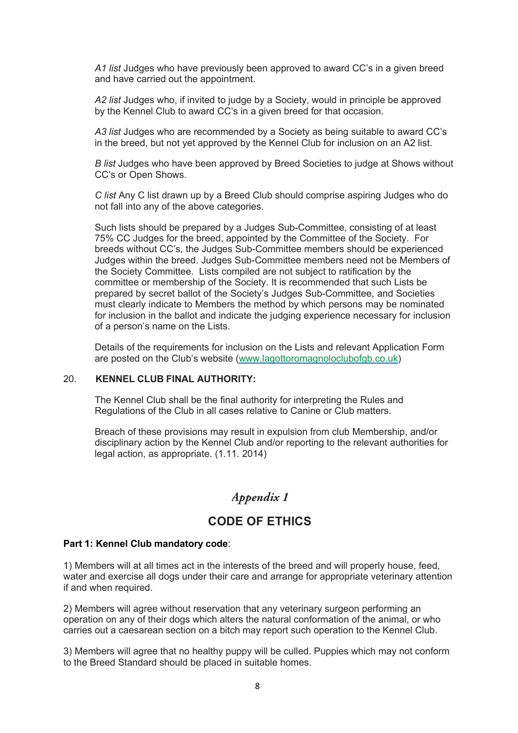*A1 list* Judges who have previously been approved to award CC's in a given breed and have carried out the appointment.

*A2 list* Judges who, if invited to judge by a Society, would in principle be approved by the Kennel Club to award CC's in a given breed for that occasion.

*A3 list* Judges who are recommended by a Society as being suitable to award CC's in the breed, but not yet approved by the Kennel Club for inclusion on an A2 list.

*B list* Judges who have been approved by Breed Societies to judge at Shows without CC's or Open Shows.

*C list* Any C list drawn up by a Breed Club should comprise aspiring Judges who do not fall into any of the above categories.

Such lists should be prepared by a Judges Sub-Committee, consisting of at least 75% CC Judges for the breed, appointed by the Committee of the Society. For breeds without CC's, the Judges Sub-Committee members should be experienced Judges within the breed. Judges Sub-Committee members need not be Members of the Society Committee. Lists compiled are not subject to ratification by the committee or membership of the Society. It is recommended that such Lists be prepared by secret ballot of the Society's Judges Sub-Committee, and Societies must clearly indicate to Members the method by which persons may be nominated for inclusion in the ballot and indicate the judging experience necessary for inclusion of a person's name on the Lists.

Details of the requirements for inclusion on the Lists and relevant Application Form are posted on the Club's website (www.lagottoromagnoloclubofgb.co.uk)

20. **KENNEL CLUB FINAL AUTHORITY:**

The Kennel Club shall be the final authority for interpreting the Rules and Regulations of the Club in all cases relative to Canine or Club matters.

Breach of these provisions may result in expulsion from club Membership, and/or disciplinary action by the Kennel Club and/or reporting to the relevant authorities for legal action, as appropriate. (1.11. 2014)

## *Appendix 1*

## CODE OF ETHICS

**Part 1: Kennel Club mandatory code**:

1) Members will at all times act in the interests of the breed and will properly house, feed, water and exercise all dogs under their care and arrange for appropriate veterinary attention if and when required.

2) Members will agree without reservation that any veterinary surgeon performing an operation on any of their dogs which alters the natural conformation of the animal, or who carries out a caesarean section on a bitch may report such operation to the Kennel Club.

3) Members will agree that no healthy puppy will be culled. Puppies which may not conform to the Breed Standard should be placed in suitable homes.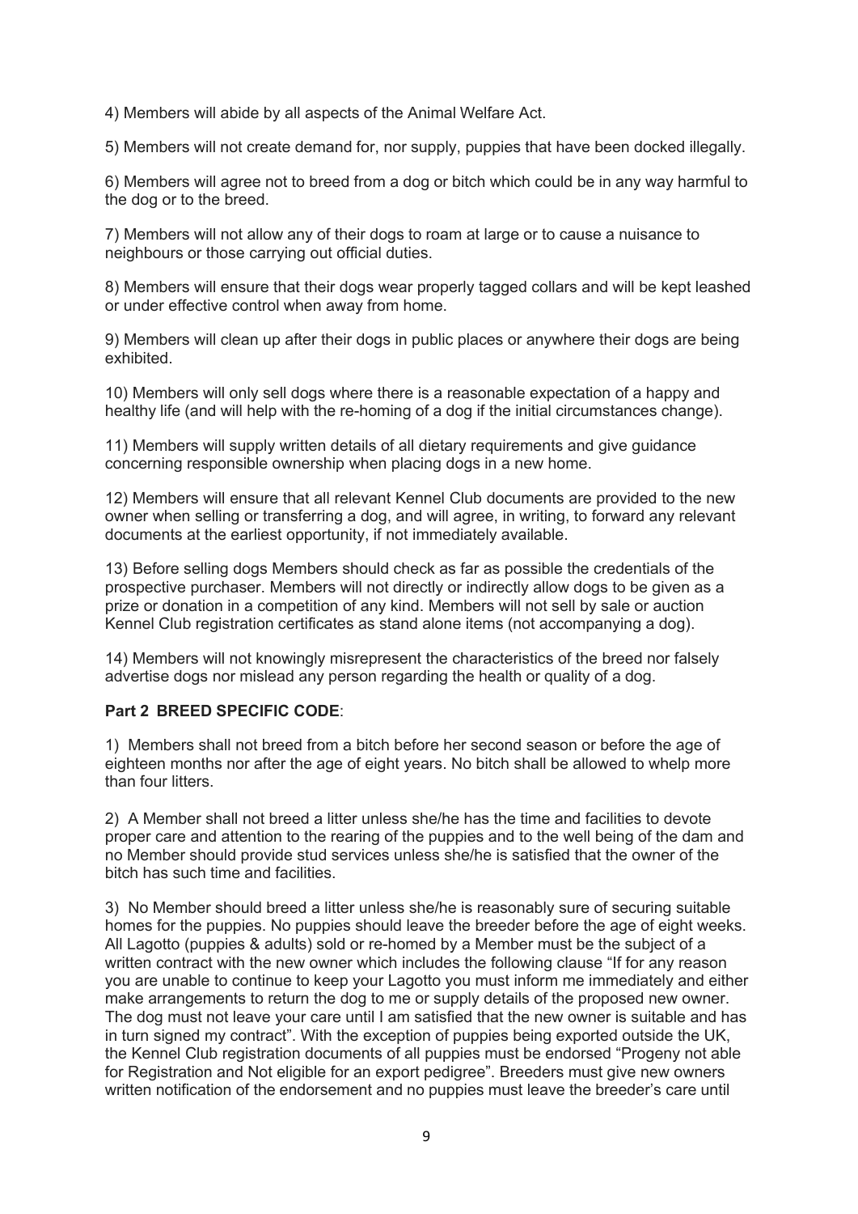4) Members will abide by all aspects of the Animal Welfare Act.

5) Members will not create demand for, nor supply, puppies that have been docked illegally.

6) Members will agree not to breed from a dog or bitch which could be in any way harmful to the dog or to the breed.

7) Members will not allow any of their dogs to roam at large or to cause a nuisance to neighbours or those carrying out official duties.

8) Members will ensure that their dogs wear properly tagged collars and will be kept leashed or under effective control when away from home.

9) Members will clean up after their dogs in public places or anywhere their dogs are being exhibited.

10) Members will only sell dogs where there is a reasonable expectation of a happy and healthy life (and will help with the re-homing of a dog if the initial circumstances change).

11) Members will supply written details of all dietary requirements and give guidance concerning responsible ownership when placing dogs in a new home.

12) Members will ensure that all relevant Kennel Club documents are provided to the new owner when selling or transferring a dog, and will agree, in writing, to forward any relevant documents at the earliest opportunity, if not immediately available.

13) Before selling dogs Members should check as far as possible the credentials of the prospective purchaser. Members will not directly or indirectly allow dogs to be given as a prize or donation in a competition of any kind. Members will not sell by sale or auction Kennel Club registration certificates as stand alone items (not accompanying a dog).

14) Members will not knowingly misrepresent the characteristics of the breed nor falsely advertise dogs nor mislead any person regarding the health or quality of a dog.

**Part 2 BREED SPECIFIC CODE**:

1) Members shall not breed from a bitch before her second season or before the age of eighteen months nor after the age of eight years. No bitch shall be allowed to whelp more than four litters.

2) A Member shall not breed a litter unless she/he has the time and facilities to devote proper care and attention to the rearing of the puppies and to the well being of the dam and no Member should provide stud services unless she/he is satisfied that the owner of the bitch has such time and facilities.

3) No Member should breed a litter unless she/he is reasonably sure of securing suitable homes for the puppies. No puppies should leave the breeder before the age of eight weeks. All Lagotto (puppies & adults) sold or re-homed by a Member must be the subject of a written contract with the new owner which includes the following clause "If for any reason you are unable to continue to keep your Lagotto you must inform me immediately and either make arrangements to return the dog to me or supply details of the proposed new owner. The dog must not leave your care until I am satisfied that the new owner is suitable and has in turn signed my contract". With the exception of puppies being exported outside the UK, the Kennel Club registration documents of all puppies must be endorsed "Progeny not able for Registration and Not eligible for an export pedigree". Breeders must give new owners written notification of the endorsement and no puppies must leave the breeder's care until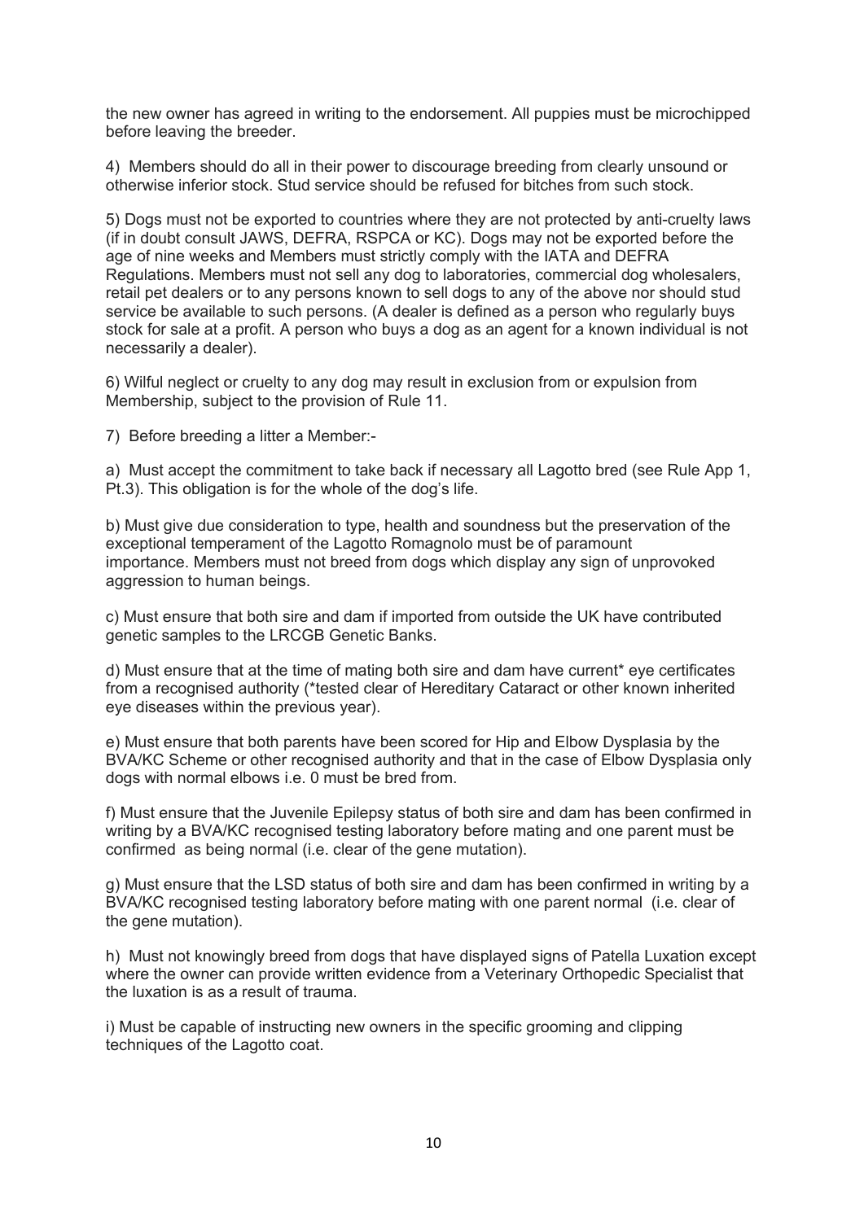the new owner has agreed in writing to the endorsement. All puppies must be microchipped before leaving the breeder.

4) Members should do all in their power to discourage breeding from clearly unsound or otherwise inferior stock. Stud service should be refused for bitches from such stock.

5) Dogs must not be exported to countries where they are not protected by anti-cruelty laws (if in doubt consult JAWS, DEFRA, RSPCA or KC). Dogs may not be exported before the age of nine weeks and Members must strictly comply with the IATA and DEFRA Regulations. Members must not sell any dog to laboratories, commercial dog wholesalers, retail pet dealers or to any persons known to sell dogs to any of the above nor should stud service be available to such persons. (A dealer is defined as a person who regularly buys stock for sale at a profit. A person who buys a dog as an agent for a known individual is not necessarily a dealer).

6) Wilful neglect or cruelty to any dog may result in exclusion from or expulsion from Membership, subject to the provision of Rule 11.

7) Before breeding a litter a Member:-

a) Must accept the commitment to take back if necessary all Lagotto bred (see Rule App 1, Pt.3). This obligation is for the whole of the dog's life.

b) Must give due consideration to type, health and soundness but the preservation of the exceptional temperament of the Lagotto Romagnolo must be of paramount importance. Members must not breed from dogs which display any sign of unprovoked aggression to human beings.

c) Must ensure that both sire and dam if imported from outside the UK have contributed genetic samples to the LRCGB Genetic Banks.

d) Must ensure that at the time of mating both sire and dam have current* eye certificates from a recognised authority (*tested clear of Hereditary Cataract or other known inherited eye diseases within the previous year).

e) Must ensure that both parents have been scored for Hip and Elbow Dysplasia by the BVA/KC Scheme or other recognised authority and that in the case of Elbow Dysplasia only dogs with normal elbows i.e. 0 must be bred from.

f) Must ensure that the Juvenile Epilepsy status of both sire and dam has been confirmed in writing by a BVA/KC recognised testing laboratory before mating and one parent must be confirmed as being normal (i.e. clear of the gene mutation).

g) Must ensure that the LSD status of both sire and dam has been confirmed in writing by a BVA/KC recognised testing laboratory before mating with one parent normal (i.e. clear of the gene mutation).

h) Must not knowingly breed from dogs that have displayed signs of Patella Luxation except where the owner can provide written evidence from a Veterinary Orthopedic Specialist that the luxation is as a result of trauma.

i) Must be capable of instructing new owners in the specific grooming and clipping techniques of the Lagotto coat.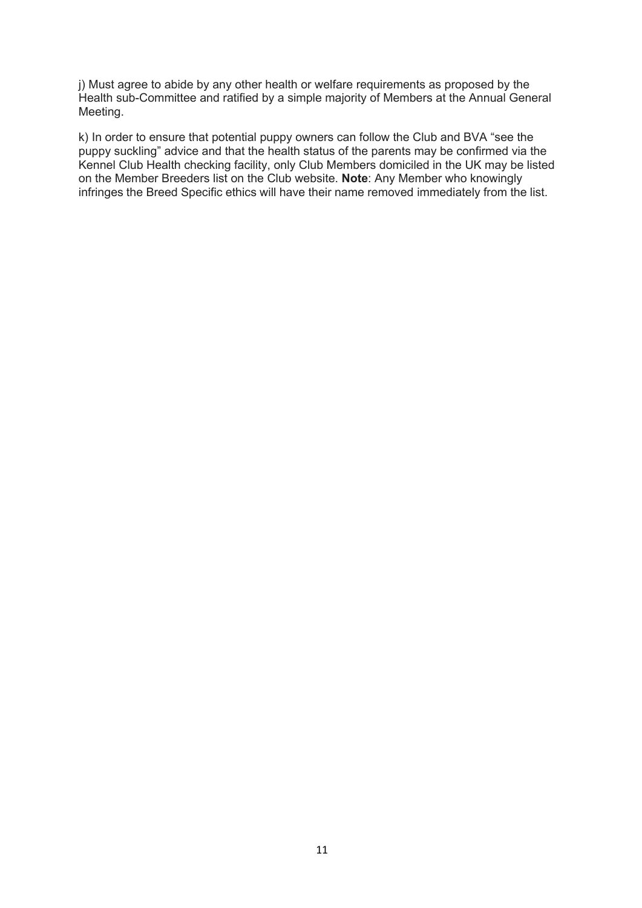j) Must agree to abide by any other health or welfare requirements as proposed by the Health sub-Committee and ratified by a simple majority of Members at the Annual General Meeting.

k) In order to ensure that potential puppy owners can follow the Club and BVA "see the puppy suckling" advice and that the health status of the parents may be confirmed via the Kennel Club Health checking facility, only Club Members domiciled in the UK may be listed on the Member Breeders list on the Club website. **Note**: Any Member who knowingly infringes the Breed Specific ethics will have their name removed immediately from the list.